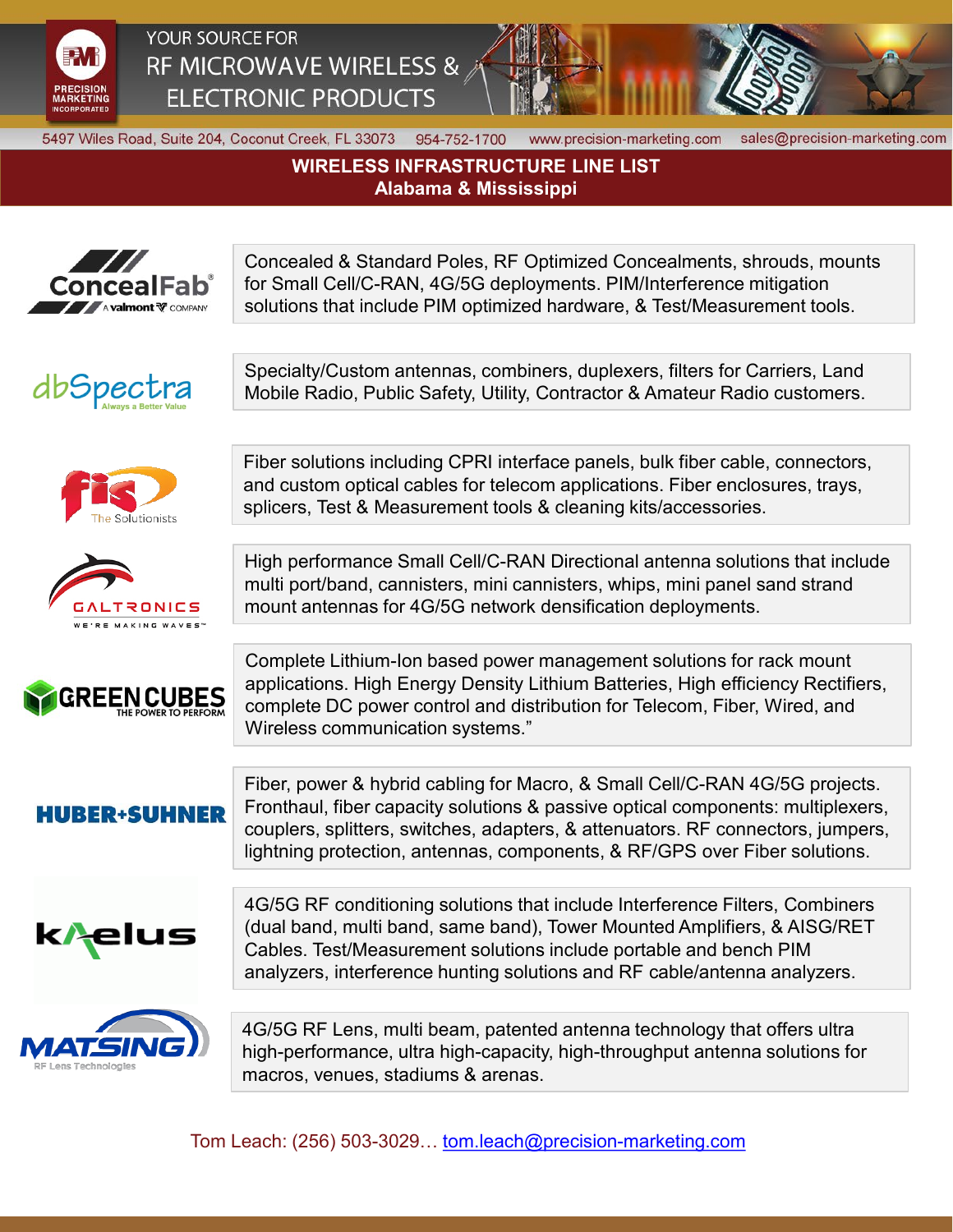PRECISION MARKETING INCORPORATED

YOUR SOURCE FOR
RF MICROWAVE WIRELESS &
ELECTRONIC PRODUCTS

5497 Wiles Road, Suite 204, Coconut Creek, FL 33073 954-752-1700 www.precision-marketing.com sales@precision-marketing.com

# WIRELESS INFRASTRUCTURE LINE LIST
## Alabama & Mississippi

| Company | Products |
| --- | --- |
| ConcealFab (A valmont COMPANY) | Concealed & Standard Poles, RF Optimized Concealments, shrouds, mounts for Small Cell/C-RAN, 4G/5G deployments. PIM/Interference mitigation solutions that include PIM optimized hardware, & Test/Measurement tools. |
| dbSpectra (Always a Better Value) | Specialty/Custom antennas, combiners, duplexers, filters for Carriers, Land Mobile Radio, Public Safety, Utility, Contractor & Amateur Radio customers. |
| fis (The Solutionists) | Fiber solutions including CPRI interface panels, bulk fiber cable, connectors, and custom optical cables for telecom applications. Fiber enclosures, trays, splicers, Test & Measurement tools & cleaning kits/accessories. |
| GALTRONICS (WE'RE MAKING WAVES™) | High performance Small Cell/C-RAN Directional antenna solutions that include multi port/band, cannisters, mini cannisters, whips, mini panel sand strand mount antennas for 4G/5G network densification deployments. |
| GREEN CUBES (THE POWER TO PERFORM) | Complete Lithium-Ion based power management solutions for rack mount applications. High Energy Density Lithium Batteries, High efficiency Rectifiers, complete DC power control and distribution for Telecom, Fiber, Wired, and Wireless communication systems." |
| HUBER+SUHNER | Fiber, power & hybrid cabling for Macro, & Small Cell/C-RAN 4G/5G projects. Fronthaul, fiber capacity solutions & passive optical components: multiplexers, couplers, splitters, switches, adapters, & attenuators. RF connectors, jumpers, lightning protection, antennas, components, & RF/GPS over Fiber solutions. |
| kaelus | 4G/5G RF conditioning solutions that include Interference Filters, Combiners (dual band, multi band, same band), Tower Mounted Amplifiers, & AISG/RET Cables. Test/Measurement solutions include portable and bench PIM analyzers, interference hunting solutions and RF cable/antenna analyzers. |
| MATSING (RF Lens Technologies) | 4G/5G RF Lens, multi beam, patented antenna technology that offers ultra high-performance, ultra high-capacity, high-throughput antenna solutions for macros, venues, stadiums & arenas. |

Tom Leach: (256) 503-3029… tom.leach@precision-marketing.com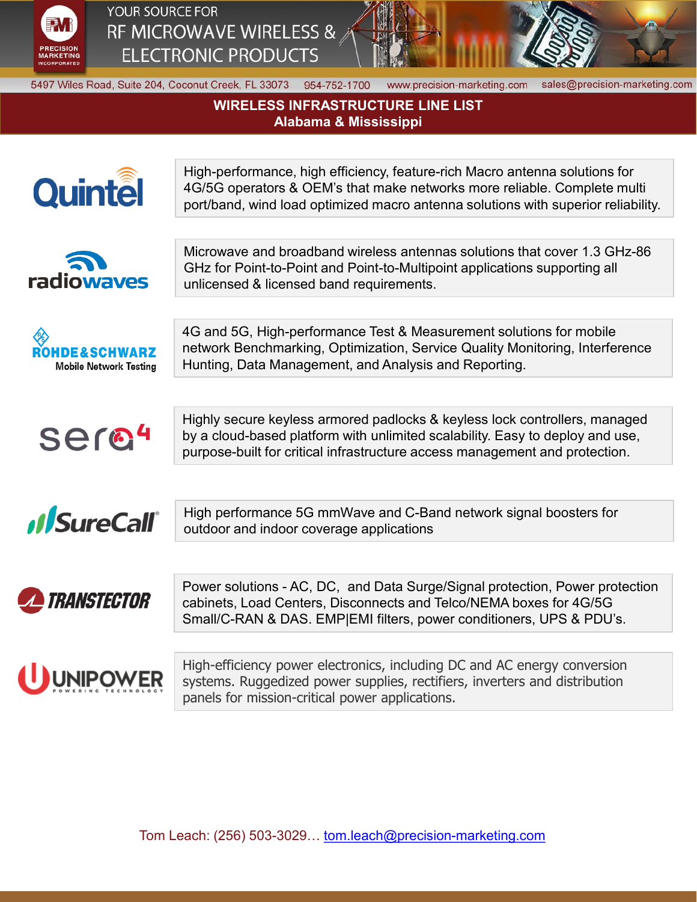YOUR SOURCE FOR
RF MICROWAVE WIRELESS &
ELECTRONIC PRODUCTS

5497 Wiles Road, Suite 204, Coconut Creek, FL 33073 954-752-1700 www.precision-marketing.com sales@precision-marketing.com

# WIRELESS INFRASTRUCTURE LINE LIST
## Alabama & Mississippi

| | |
|---|---|
| Quintel | High-performance, high efficiency, feature-rich Macro antenna solutions for 4G/5G operators & OEM's that make networks more reliable. Complete multi port/band, wind load optimized macro antenna solutions with superior reliability. |
| radiowaves | Microwave and broadband wireless antennas solutions that cover 1.3 GHz-86 GHz for Point-to-Point and Point-to-Multipoint applications supporting all unlicensed & licensed band requirements. |
| ROHDE&SCHWARZ Mobile Network Testing | 4G and 5G, High-performance Test & Measurement solutions for mobile network Benchmarking, Optimization, Service Quality Monitoring, Interference Hunting, Data Management, and Analysis and Reporting. |
| sera4 | Highly secure keyless armored padlocks & keyless lock controllers, managed by a cloud-based platform with unlimited scalability. Easy to deploy and use, purpose-built for critical infrastructure access management and protection. |
| SureCall | High performance 5G mmWave and C-Band network signal boosters for outdoor and indoor coverage applications |
| TRANSTECTOR | Power solutions - AC, DC, and Data Surge/Signal protection, Power protection cabinets, Load Centers, Disconnects and Telco/NEMA boxes for 4G/5G Small/C-RAN & DAS. EMP\|EMI filters, power conditioners, UPS & PDU's. |
| UNIPOWER | High-efficiency power electronics, including DC and AC energy conversion systems. Ruggedized power supplies, rectifiers, inverters and distribution panels for mission-critical power applications. |

Tom Leach: (256) 503-3029… tom.leach@precision-marketing.com